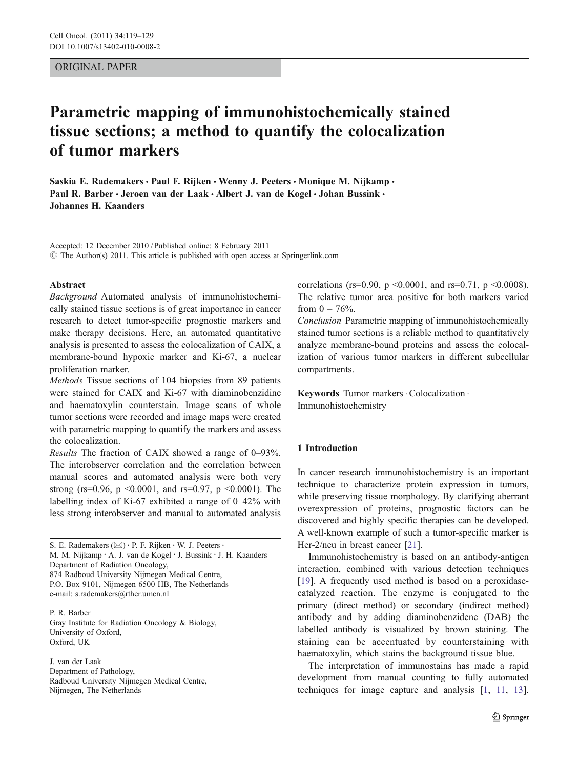ORIGINAL PAPER

# Parametric mapping of immunohistochemically stained tissue sections; a method to quantify the colocalization of tumor markers

**Saskia E. Rademakers · Paul F. Rijken · Wenny J. Peeters · Monique M. Nijkamp · Paul R. Barber · Jeroen van der Laak · Albert J. van de Kogel · Johan Bussink · Johannes H. Kaanders**

Accepted: 12 December 2010 / Published online: 8 February 2011
© The Author(s) 2011. This article is published with open access at Springerlink.com

**Abstract**

*Background* Automated analysis of immunohistochemically stained tissue sections is of great importance in cancer research to detect tumor-specific prognostic markers and make therapy decisions. Here, an automated quantitative analysis is presented to assess the colocalization of CAIX, a membrane-bound hypoxic marker and Ki-67, a nuclear proliferation marker.

*Methods* Tissue sections of 104 biopsies from 89 patients were stained for CAIX and Ki-67 with diaminobenzidine and haematoxylin counterstain. Image scans of whole tumor sections were recorded and image maps were created with parametric mapping to quantify the markers and assess the colocalization.

*Results* The fraction of CAIX showed a range of 0–93%. The interobserver correlation and the correlation between manual scores and automated analysis were both very strong (rs=0.96, p <0.0001, and rs=0.97, p <0.0001). The labelling index of Ki-67 exhibited a range of 0–42% with less strong interobserver and manual to automated analysis correlations (rs=0.90, p <0.0001, and rs=0.71, p <0.0008). The relative tumor area positive for both markers varied from 0 – 76%.

*Conclusion* Parametric mapping of immunohistochemically stained tumor sections is a reliable method to quantitatively analyze membrane-bound proteins and assess the colocalization of various tumor markers in different subcellular compartments.

**Keywords** Tumor markers · Colocalization · Immunohistochemistry

S. E. Rademakers (✉) · P. F. Rijken · W. J. Peeters · M. M. Nijkamp · A. J. van de Kogel · J. Bussink · J. H. Kaanders
Department of Radiation Oncology,
874 Radboud University Nijmegen Medical Centre,
P.O. Box 9101, Nijmegen 6500 HB, The Netherlands
e-mail: s.rademakers@rther.umcn.nl

P. R. Barber
Gray Institute for Radiation Oncology & Biology,
University of Oxford,
Oxford, UK

J. van der Laak
Department of Pathology,
Radboud University Nijmegen Medical Centre,
Nijmegen, The Netherlands

## 1 Introduction

In cancer research immunohistochemistry is an important technique to characterize protein expression in tumors, while preserving tissue morphology. By clarifying aberrant overexpression of proteins, prognostic factors can be discovered and highly specific therapies can be developed. A well-known example of such a tumor-specific marker is Her-2/neu in breast cancer [21].

Immunohistochemistry is based on an antibody-antigen interaction, combined with various detection techniques [19]. A frequently used method is based on a peroxidase-catalyzed reaction. The enzyme is conjugated to the primary (direct method) or secondary (indirect method) antibody and by adding diaminobenzidene (DAB) the labelled antibody is visualized by brown staining. The staining can be accentuated by counterstaining with haematoxylin, which stains the background tissue blue.

The interpretation of immunostains has made a rapid development from manual counting to fully automated techniques for image capture and analysis [1, 11, 13].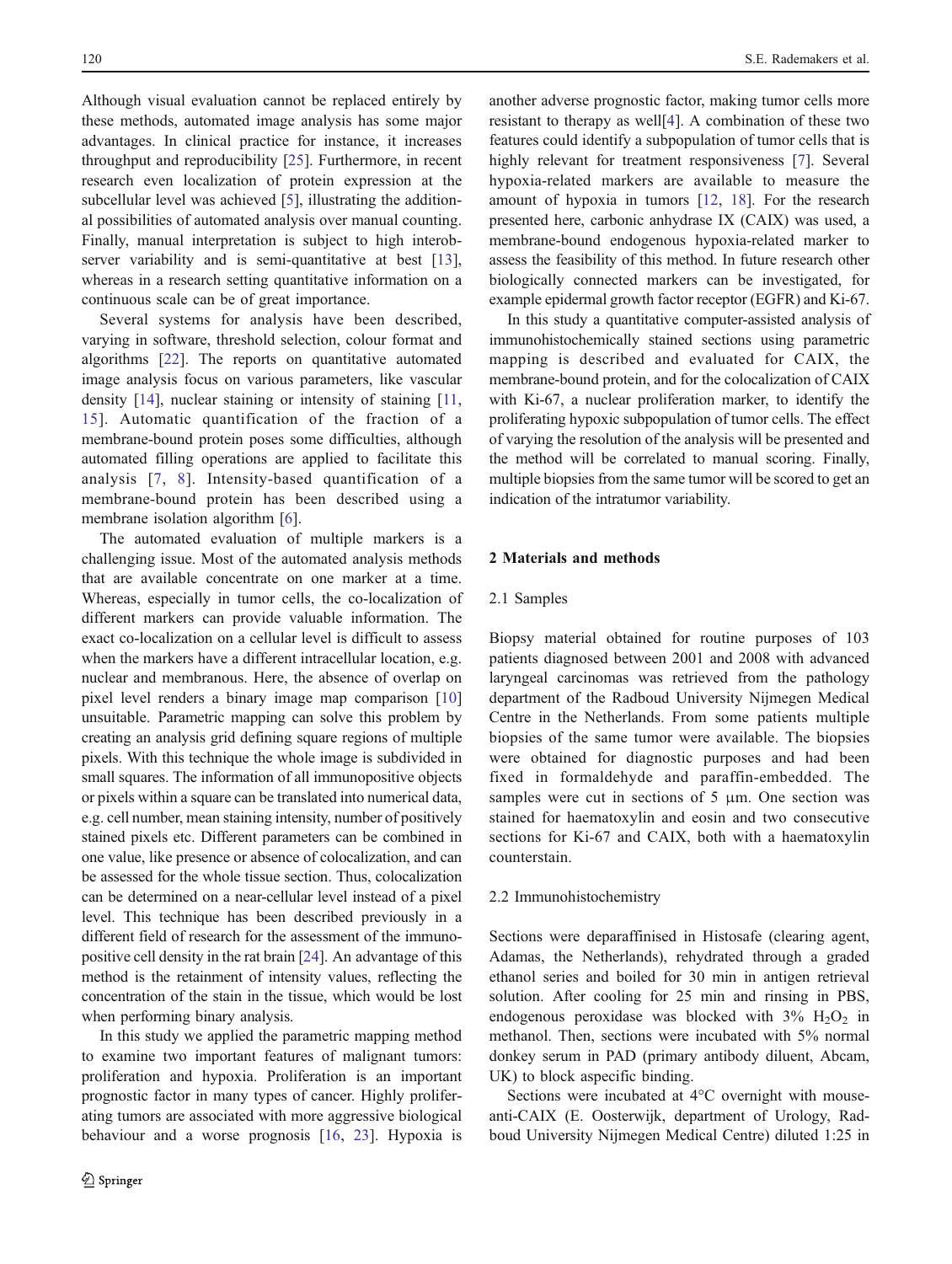Although visual evaluation cannot be replaced entirely by these methods, automated image analysis has some major advantages. In clinical practice for instance, it increases throughput and reproducibility [25]. Furthermore, in recent research even localization of protein expression at the subcellular level was achieved [5], illustrating the additional possibilities of automated analysis over manual counting. Finally, manual interpretation is subject to high interobserver variability and is semi-quantitative at best [13], whereas in a research setting quantitative information on a continuous scale can be of great importance.

Several systems for analysis have been described, varying in software, threshold selection, colour format and algorithms [22]. The reports on quantitative automated image analysis focus on various parameters, like vascular density [14], nuclear staining or intensity of staining [11, 15]. Automatic quantification of the fraction of a membrane-bound protein poses some difficulties, although automated filling operations are applied to facilitate this analysis [7, 8]. Intensity-based quantification of a membrane-bound protein has been described using a membrane isolation algorithm [6].

The automated evaluation of multiple markers is a challenging issue. Most of the automated analysis methods that are available concentrate on one marker at a time. Whereas, especially in tumor cells, the co-localization of different markers can provide valuable information. The exact co-localization on a cellular level is difficult to assess when the markers have a different intracellular location, e.g. nuclear and membranous. Here, the absence of overlap on pixel level renders a binary image map comparison [10] unsuitable. Parametric mapping can solve this problem by creating an analysis grid defining square regions of multiple pixels. With this technique the whole image is subdivided in small squares. The information of all immunopositive objects or pixels within a square can be translated into numerical data, e.g. cell number, mean staining intensity, number of positively stained pixels etc. Different parameters can be combined in one value, like presence or absence of colocalization, and can be assessed for the whole tissue section. Thus, colocalization can be determined on a near-cellular level instead of a pixel level. This technique has been described previously in a different field of research for the assessment of the immunopositive cell density in the rat brain [24]. An advantage of this method is the retainment of intensity values, reflecting the concentration of the stain in the tissue, which would be lost when performing binary analysis.

In this study we applied the parametric mapping method to examine two important features of malignant tumors: proliferation and hypoxia. Proliferation is an important prognostic factor in many types of cancer. Highly proliferating tumors are associated with more aggressive biological behaviour and a worse prognosis [16, 23]. Hypoxia is another adverse prognostic factor, making tumor cells more resistant to therapy as well[4]. A combination of these two features could identify a subpopulation of tumor cells that is highly relevant for treatment responsiveness [7]. Several hypoxia-related markers are available to measure the amount of hypoxia in tumors [12, 18]. For the research presented here, carbonic anhydrase IX (CAIX) was used, a membrane-bound endogenous hypoxia-related marker to assess the feasibility of this method. In future research other biologically connected markers can be investigated, for example epidermal growth factor receptor (EGFR) and Ki-67.

In this study a quantitative computer-assisted analysis of immunohistochemically stained sections using parametric mapping is described and evaluated for CAIX, the membrane-bound protein, and for the colocalization of CAIX with Ki-67, a nuclear proliferation marker, to identify the proliferating hypoxic subpopulation of tumor cells. The effect of varying the resolution of the analysis will be presented and the method will be correlated to manual scoring. Finally, multiple biopsies from the same tumor will be scored to get an indication of the intratumor variability.

## 2 Materials and methods

### 2.1 Samples

Biopsy material obtained for routine purposes of 103 patients diagnosed between 2001 and 2008 with advanced laryngeal carcinomas was retrieved from the pathology department of the Radboud University Nijmegen Medical Centre in the Netherlands. From some patients multiple biopsies of the same tumor were available. The biopsies were obtained for diagnostic purposes and had been fixed in formaldehyde and paraffin-embedded. The samples were cut in sections of 5 μm. One section was stained for haematoxylin and eosin and two consecutive sections for Ki-67 and CAIX, both with a haematoxylin counterstain.

### 2.2 Immunohistochemistry

Sections were deparaffinised in Histosafe (clearing agent, Adamas, the Netherlands), rehydrated through a graded ethanol series and boiled for 30 min in antigen retrieval solution. After cooling for 25 min and rinsing in PBS, endogenous peroxidase was blocked with 3% $H_2O_2$ in methanol. Then, sections were incubated with 5% normal donkey serum in PAD (primary antibody diluent, Abcam, UK) to block aspecific binding.

Sections were incubated at 4°C overnight with mouse-anti-CAIX (E. Oosterwijk, department of Urology, Radboud University Nijmegen Medical Centre) diluted 1:25 in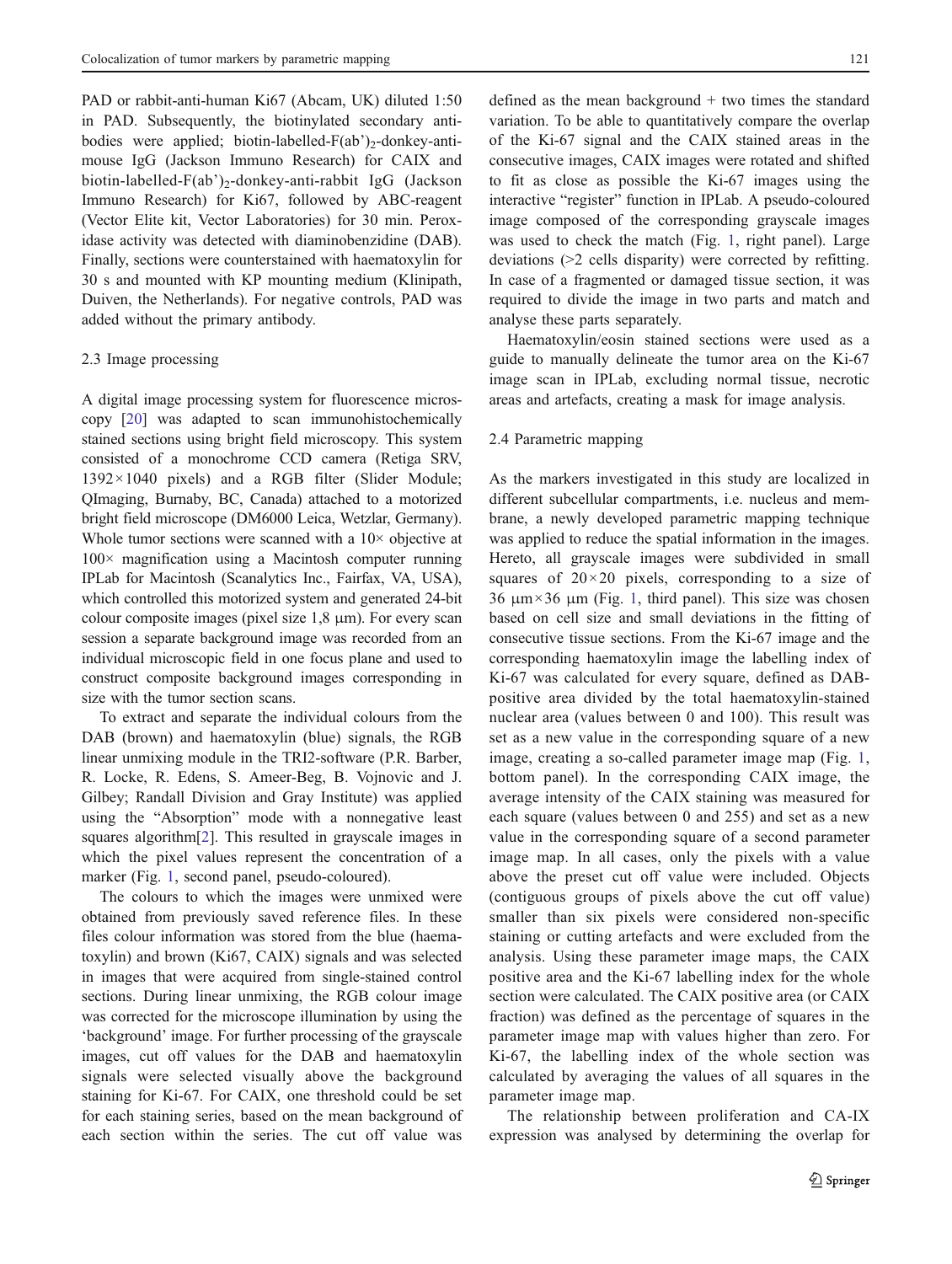PAD or rabbit-anti-human Ki67 (Abcam, UK) diluted 1:50 in PAD. Subsequently, the biotinylated secondary antibodies were applied; biotin-labelled-F(ab')$_2$-donkey-anti-mouse IgG (Jackson Immuno Research) for CAIX and biotin-labelled-F(ab')$_2$-donkey-anti-rabbit IgG (Jackson Immuno Research) for Ki67, followed by ABC-reagent (Vector Elite kit, Vector Laboratories) for 30 min. Peroxidase activity was detected with diaminobenzidine (DAB). Finally, sections were counterstained with haematoxylin for 30 s and mounted with KP mounting medium (Klinipath, Duiven, the Netherlands). For negative controls, PAD was added without the primary antibody.

### 2.3 Image processing

A digital image processing system for fluorescence microscopy [20] was adapted to scan immunohistochemically stained sections using bright field microscopy. This system consisted of a monochrome CCD camera (Retiga SRV, 1392×1040 pixels) and a RGB filter (Slider Module; QImaging, Burnaby, BC, Canada) attached to a motorized bright field microscope (DM6000 Leica, Wetzlar, Germany). Whole tumor sections were scanned with a 10× objective at 100× magnification using a Macintosh computer running IPLab for Macintosh (Scanalytics Inc., Fairfax, VA, USA), which controlled this motorized system and generated 24-bit colour composite images (pixel size 1,8 μm). For every scan session a separate background image was recorded from an individual microscopic field in one focus plane and used to construct composite background images corresponding in size with the tumor section scans.

To extract and separate the individual colours from the DAB (brown) and haematoxylin (blue) signals, the RGB linear unmixing module in the TRI2-software (P.R. Barber, R. Locke, R. Edens, S. Ameer-Beg, B. Vojnovic and J. Gilbey; Randall Division and Gray Institute) was applied using the "Absorption" mode with a nonnegative least squares algorithm[2]. This resulted in grayscale images in which the pixel values represent the concentration of a marker (Fig. 1, second panel, pseudo-coloured).

The colours to which the images were unmixed were obtained from previously saved reference files. In these files colour information was stored from the blue (haematoxylin) and brown (Ki67, CAIX) signals and was selected in images that were acquired from single-stained control sections. During linear unmixing, the RGB colour image was corrected for the microscope illumination by using the 'background' image. For further processing of the grayscale images, cut off values for the DAB and haematoxylin signals were selected visually above the background staining for Ki-67. For CAIX, one threshold could be set for each staining series, based on the mean background of each section within the series. The cut off value was defined as the mean background + two times the standard variation. To be able to quantitatively compare the overlap of the Ki-67 signal and the CAIX stained areas in the consecutive images, CAIX images were rotated and shifted to fit as close as possible the Ki-67 images using the interactive "register" function in IPLab. A pseudo-coloured image composed of the corresponding grayscale images was used to check the match (Fig. 1, right panel). Large deviations (>2 cells disparity) were corrected by refitting. In case of a fragmented or damaged tissue section, it was required to divide the image in two parts and match and analyse these parts separately.

Haematoxylin/eosin stained sections were used as a guide to manually delineate the tumor area on the Ki-67 image scan in IPLab, excluding normal tissue, necrotic areas and artefacts, creating a mask for image analysis.

### 2.4 Parametric mapping

As the markers investigated in this study are localized in different subcellular compartments, i.e. nucleus and membrane, a newly developed parametric mapping technique was applied to reduce the spatial information in the images. Hereto, all grayscale images were subdivided in small squares of 20×20 pixels, corresponding to a size of 36 μm×36 μm (Fig. 1, third panel). This size was chosen based on cell size and small deviations in the fitting of consecutive tissue sections. From the Ki-67 image and the corresponding haematoxylin image the labelling index of Ki-67 was calculated for every square, defined as DAB-positive area divided by the total haematoxylin-stained nuclear area (values between 0 and 100). This result was set as a new value in the corresponding square of a new image, creating a so-called parameter image map (Fig. 1, bottom panel). In the corresponding CAIX image, the average intensity of the CAIX staining was measured for each square (values between 0 and 255) and set as a new value in the corresponding square of a second parameter image map. In all cases, only the pixels with a value above the preset cut off value were included. Objects (contiguous groups of pixels above the cut off value) smaller than six pixels were considered non-specific staining or cutting artefacts and were excluded from the analysis. Using these parameter image maps, the CAIX positive area and the Ki-67 labelling index for the whole section were calculated. The CAIX positive area (or CAIX fraction) was defined as the percentage of squares in the parameter image map with values higher than zero. For Ki-67, the labelling index of the whole section was calculated by averaging the values of all squares in the parameter image map.

The relationship between proliferation and CA-IX expression was analysed by determining the overlap for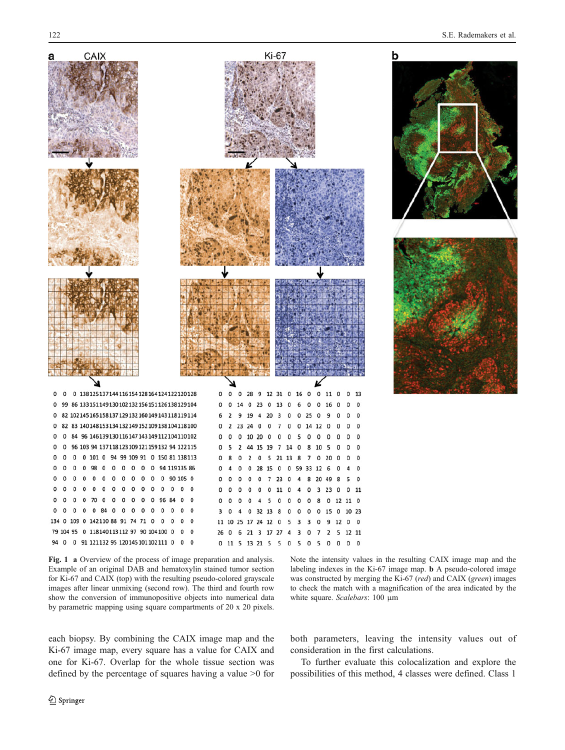**Fig. 1** **a** Overview of the process of image preparation and analysis. Example of an original DAB and hematoxylin stained tumor section for Ki-67 and CAIX (top) with the resulting pseudo-colored grayscale images after linear unmixing (second row). The third and fourth row show the conversion of immunopositive objects into numerical data by parametric mapping using square compartments of 20 x 20 pixels. Note the intensity values in the resulting CAIX image map and the labeling indexes in the Ki-67 image map. **b** A pseudo-colored image was constructed by merging the Ki-67 (*red*) and CAIX (*green*) images to check the match with a magnification of the area indicated by the white square. *Scalebars*: 100 µm

each biopsy. By combining the CAIX image map and the Ki-67 image map, every square has a value for CAIX and one for Ki-67. Overlap for the whole tissue section was defined by the percentage of squares having a value >0 for both parameters, leaving the intensity values out of consideration in the first calculations.

To further evaluate this colocalization and explore the possibilities of this method, 4 classes were defined. Class 1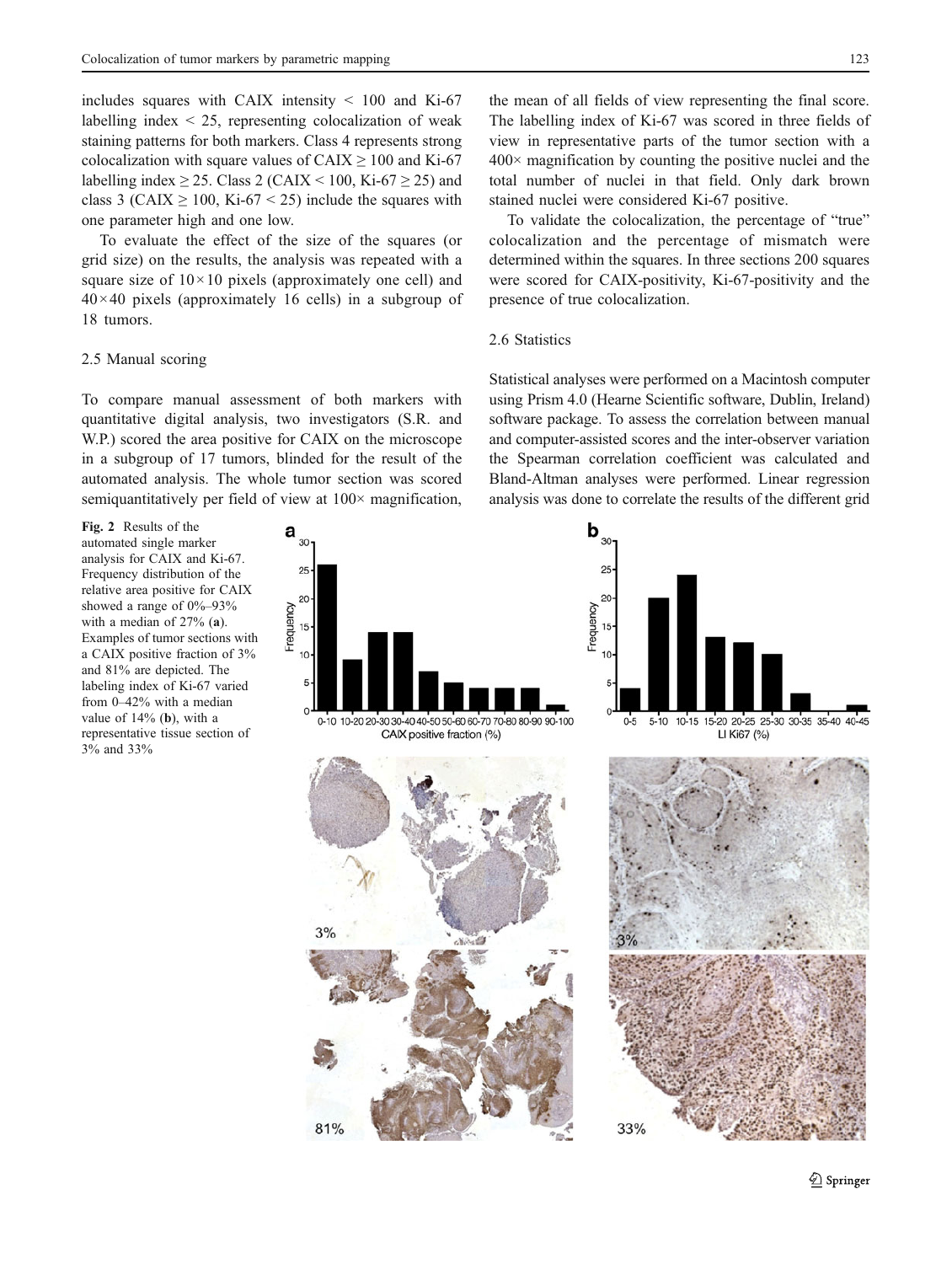includes squares with CAIX intensity < 100 and Ki-67 labelling index < 25, representing colocalization of weak staining patterns for both markers. Class 4 represents strong colocalization with square values of CAIX ≥ 100 and Ki-67 labelling index ≥ 25. Class 2 (CAIX < 100, Ki-67 ≥ 25) and class 3 (CAIX ≥ 100, Ki-67 < 25) include the squares with one parameter high and one low.

To evaluate the effect of the size of the squares (or grid size) on the results, the analysis was repeated with a square size of 10×10 pixels (approximately one cell) and 40×40 pixels (approximately 16 cells) in a subgroup of 18 tumors.

### 2.5 Manual scoring

To compare manual assessment of both markers with quantitative digital analysis, two investigators (S.R. and W.P.) scored the area positive for CAIX on the microscope in a subgroup of 17 tumors, blinded for the result of the automated analysis. The whole tumor section was scored semiquantitatively per field of view at 100× magnification, the mean of all fields of view representing the final score. The labelling index of Ki-67 was scored in three fields of view in representative parts of the tumor section with a 400× magnification by counting the positive nuclei and the total number of nuclei in that field. Only dark brown stained nuclei were considered Ki-67 positive.

To validate the colocalization, the percentage of "true" colocalization and the percentage of mismatch were determined within the squares. In three sections 200 squares were scored for CAIX-positivity, Ki-67-positivity and the presence of true colocalization.

### 2.6 Statistics

Statistical analyses were performed on a Macintosh computer using Prism 4.0 (Hearne Scientific software, Dublin, Ireland) software package. To assess the correlation between manual and computer-assisted scores and the inter-observer variation the Spearman correlation coefficient was calculated and Bland-Altman analyses were performed. Linear regression analysis was done to correlate the results of the different grid

**Fig. 2** Results of the automated single marker analysis for CAIX and Ki-67. Frequency distribution of the relative area positive for CAIX showed a range of 0%–93% with a median of 27% (**a**). Examples of tumor sections with a CAIX positive fraction of 3% and 81% are depicted. The labeling index of Ki-67 varied from 0–42% with a median value of 14% (**b**), with a representative tissue section of 3% and 33%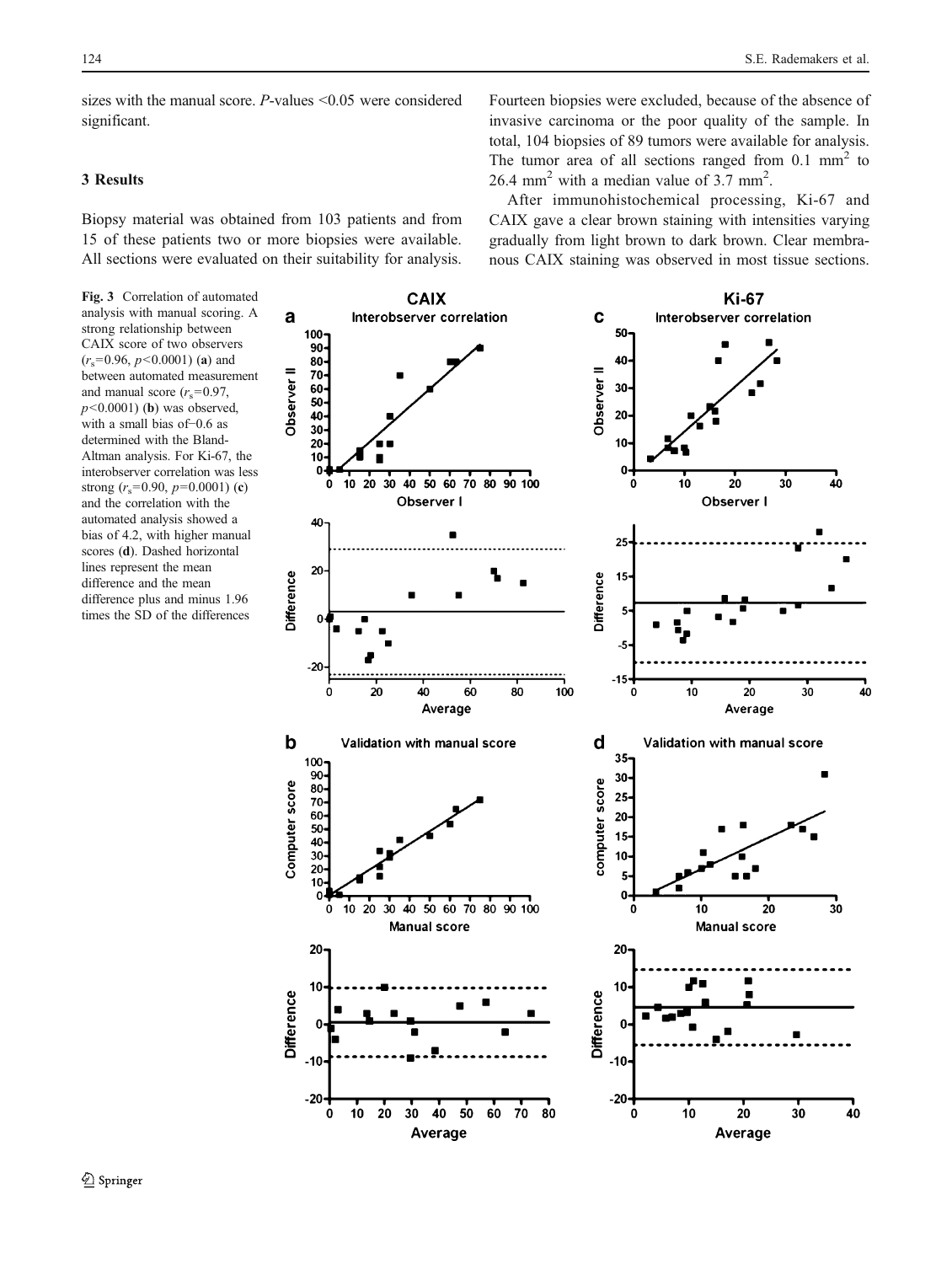sizes with the manual score. *P*-values <0.05 were considered significant.

## 3 Results

Biopsy material was obtained from 103 patients and from 15 of these patients two or more biopsies were available. All sections were evaluated on their suitability for analysis. Fourteen biopsies were excluded, because of the absence of invasive carcinoma or the poor quality of the sample. In total, 104 biopsies of 89 tumors were available for analysis. The tumor area of all sections ranged from 0.1 mm$^2$ to 26.4 mm$^2$ with a median value of 3.7 mm$^2$.

After immunohistochemical processing, Ki-67 and CAIX gave a clear brown staining with intensities varying gradually from light brown to dark brown. Clear membranous CAIX staining was observed in most tissue sections.

**Fig. 3** Correlation of automated analysis with manual scoring. A strong relationship between CAIX score of two observers ($r_s$=0.96, $p$<0.0001) (**a**) and between automated measurement and manual score ($r_s$=0.97, $p$<0.0001) (**b**) was observed, with a small bias of−0.6 as determined with the Bland-Altman analysis. For Ki-67, the interobserver correlation was less strong ($r_s$=0.90, $p$=0.0001) (**c**) and the correlation with the automated analysis showed a bias of 4.2, with higher manual scores (**d**). Dashed horizontal lines represent the mean difference and the mean difference plus and minus 1.96 times the SD of the differences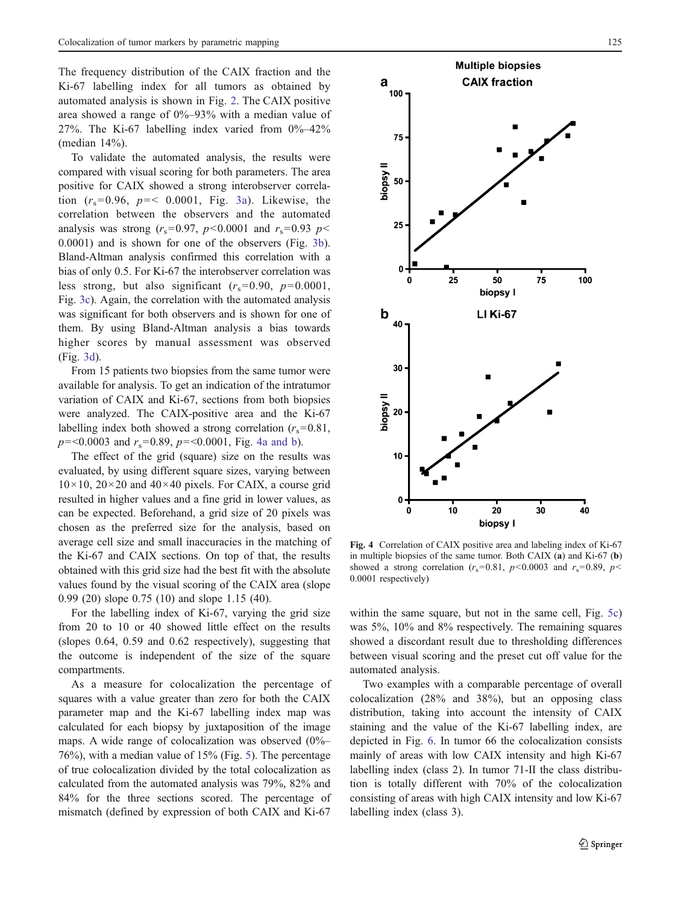The frequency distribution of the CAIX fraction and the Ki-67 labelling index for all tumors as obtained by automated analysis is shown in Fig. 2. The CAIX positive area showed a range of 0%–93% with a median value of 27%. The Ki-67 labelling index varied from 0%–42% (median 14%).

To validate the automated analysis, the results were compared with visual scoring for both parameters. The area positive for CAIX showed a strong interobserver correlation ($r_s$=0.96, $p$=< 0.0001, Fig. 3a). Likewise, the correlation between the observers and the automated analysis was strong ($r_s$=0.97, $p$<0.0001 and $r_s$=0.93 $p$< 0.0001) and is shown for one of the observers (Fig. 3b). Bland-Altman analysis confirmed this correlation with a bias of only 0.5. For Ki-67 the interobserver correlation was less strong, but also significant ($r_s$=0.90, $p$=0.0001, Fig. 3c). Again, the correlation with the automated analysis was significant for both observers and is shown for one of them. By using Bland-Altman analysis a bias towards higher scores by manual assessment was observed (Fig. 3d).

From 15 patients two biopsies from the same tumor were available for analysis. To get an indication of the intratumor variation of CAIX and Ki-67, sections from both biopsies were analyzed. The CAIX-positive area and the Ki-67 labelling index both showed a strong correlation ($r_s$=0.81, $p$=<0.0003 and $r_s$=0.89, $p$=<0.0001, Fig. 4a and b).

The effect of the grid (square) size on the results was evaluated, by using different square sizes, varying between 10×10, 20×20 and 40×40 pixels. For CAIX, a course grid resulted in higher values and a fine grid in lower values, as can be expected. Beforehand, a grid size of 20 pixels was chosen as the preferred size for the analysis, based on average cell size and small inaccuracies in the matching of the Ki-67 and CAIX sections. On top of that, the results obtained with this grid size had the best fit with the absolute values found by the visual scoring of the CAIX area (slope 0.99 (20) slope 0.75 (10) and slope 1.15 (40).

For the labelling index of Ki-67, varying the grid size from 20 to 10 or 40 showed little effect on the results (slopes 0.64, 0.59 and 0.62 respectively), suggesting that the outcome is independent of the size of the square compartments.

As a measure for colocalization the percentage of squares with a value greater than zero for both the CAIX parameter map and the Ki-67 labelling index map was calculated for each biopsy by juxtaposition of the image maps. A wide range of colocalization was observed (0%–76%), with a median value of 15% (Fig. 5). The percentage of true colocalization divided by the total colocalization as calculated from the automated analysis was 79%, 82% and 84% for the three sections scored. The percentage of mismatch (defined by expression of both CAIX and Ki-67 within the same square, but not in the same cell, Fig. 5c) was 5%, 10% and 8% respectively. The remaining squares showed a discordant result due to thresholding differences between visual scoring and the preset cut off value for the automated analysis.

Two examples with a comparable percentage of overall colocalization (28% and 38%), but an opposing class distribution, taking into account the intensity of CAIX staining and the value of the Ki-67 labelling index, are depicted in Fig. 6. In tumor 66 the colocalization consists mainly of areas with low CAIX intensity and high Ki-67 labelling index (class 2). In tumor 71-II the class distribution is totally different with 70% of the colocalization consisting of areas with high CAIX intensity and low Ki-67 labelling index (class 3).

**Fig. 4** Correlation of CAIX positive area and labeling index of Ki-67 in multiple biopsies of the same tumor. Both CAIX (**a**) and Ki-67 (**b**) showed a strong correlation ($r_s$=0.81, $p$<0.0003 and $r_s$=0.89, $p$< 0.0001 respectively)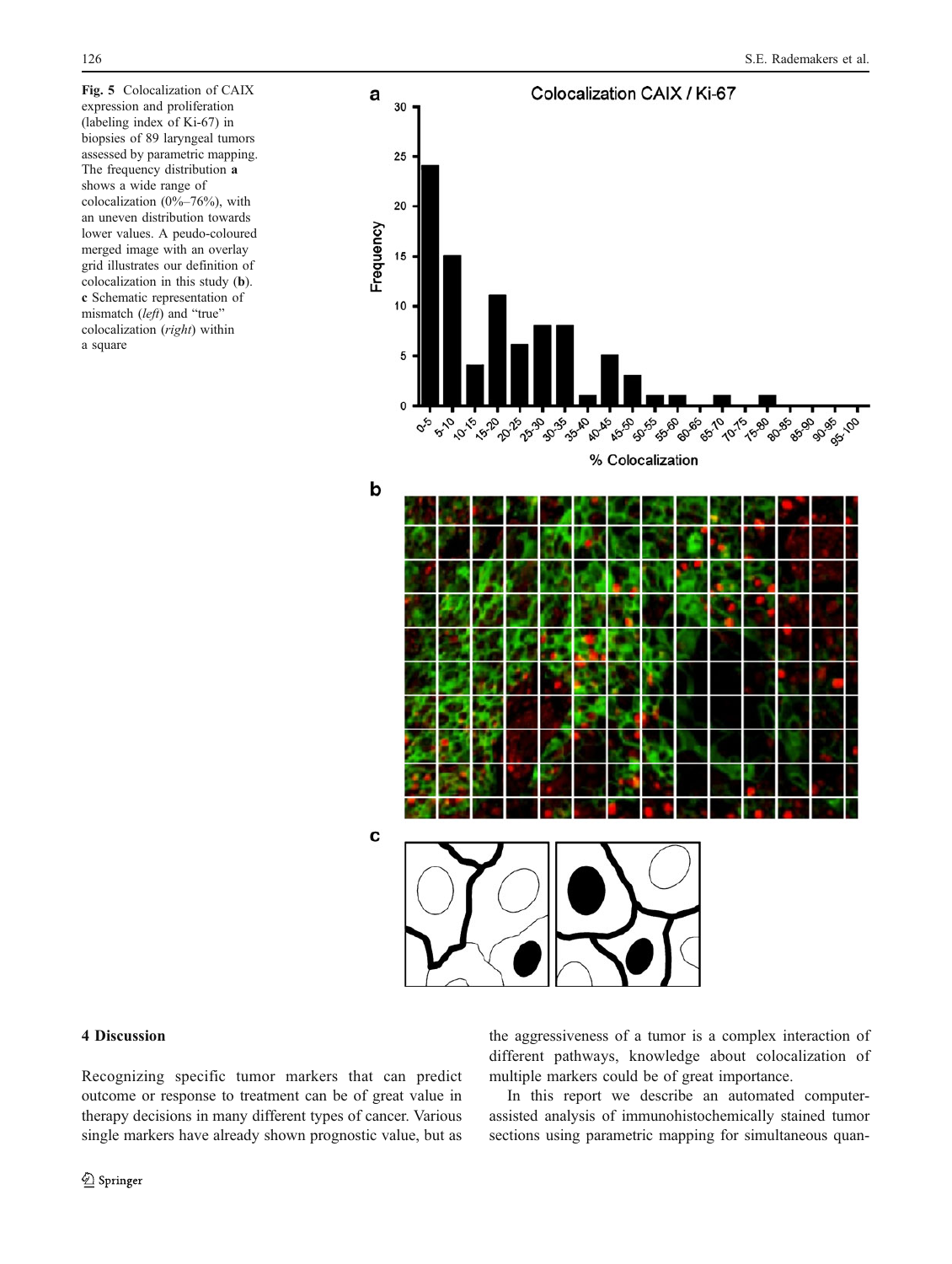**Fig. 5** Colocalization of CAIX expression and proliferation (labeling index of Ki-67) in biopsies of 89 laryngeal tumors assessed by parametric mapping. The frequency distribution **a** shows a wide range of colocalization (0%–76%), with an uneven distribution towards lower values. A peudo-coloured merged image with an overlay grid illustrates our definition of colocalization in this study (**b**). **c** Schematic representation of mismatch (*left*) and "true" colocalization (*right*) within a square

## 4 Discussion

Recognizing specific tumor markers that can predict outcome or response to treatment can be of great value in therapy decisions in many different types of cancer. Various single markers have already shown prognostic value, but as the aggressiveness of a tumor is a complex interaction of different pathways, knowledge about colocalization of multiple markers could be of great importance.

In this report we describe an automated computer-assisted analysis of immunohistochemically stained tumor sections using parametric mapping for simultaneous quan-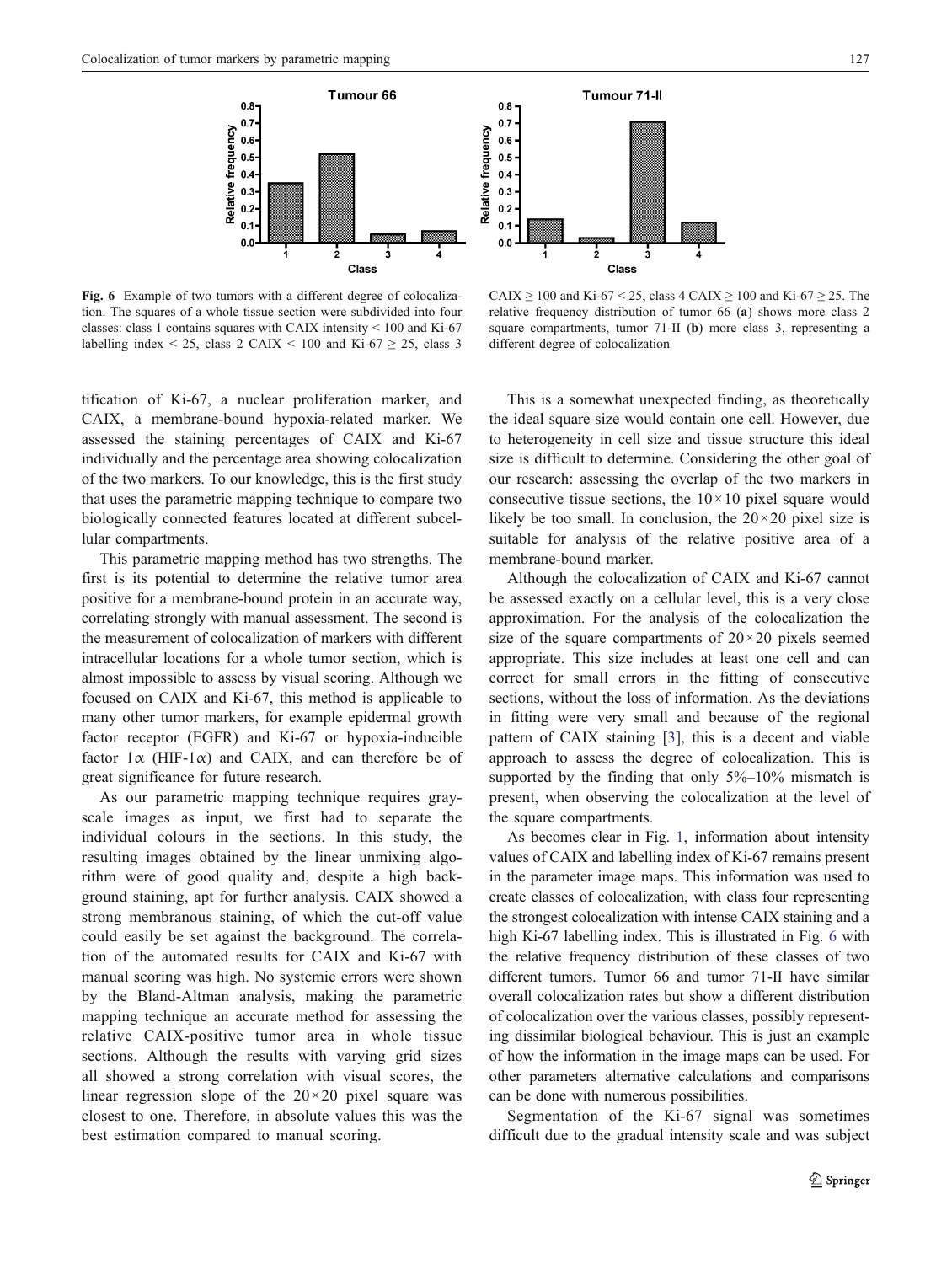Fig. 6 Example of two tumors with a different degree of colocalization. The squares of a whole tissue section were subdivided into four classes: class 1 contains squares with CAIX intensity < 100 and Ki-67 labelling index < 25, class 2 CAIX < 100 and Ki-67 ≥ 25, class 3 CAIX ≥ 100 and Ki-67 < 25, class 4 CAIX ≥ 100 and Ki-67 ≥ 25. The relative frequency distribution of tumor 66 (**a**) shows more class 2 square compartments, tumor 71-II (**b**) more class 3, representing a different degree of colocalization

tification of Ki-67, a nuclear proliferation marker, and CAIX, a membrane-bound hypoxia-related marker. We assessed the staining percentages of CAIX and Ki-67 individually and the percentage area showing colocalization of the two markers. To our knowledge, this is the first study that uses the parametric mapping technique to compare two biologically connected features located at different subcellular compartments.

This parametric mapping method has two strengths. The first is its potential to determine the relative tumor area positive for a membrane-bound protein in an accurate way, correlating strongly with manual assessment. The second is the measurement of colocalization of markers with different intracellular locations for a whole tumor section, which is almost impossible to assess by visual scoring. Although we focused on CAIX and Ki-67, this method is applicable to many other tumor markers, for example epidermal growth factor receptor (EGFR) and Ki-67 or hypoxia-inducible factor 1α (HIF-1α) and CAIX, and can therefore be of great significance for future research.

As our parametric mapping technique requires gray-scale images as input, we first had to separate the individual colours in the sections. In this study, the resulting images obtained by the linear unmixing algorithm were of good quality and, despite a high background staining, apt for further analysis. CAIX showed a strong membranous staining, of which the cut-off value could easily be set against the background. The correlation of the automated results for CAIX and Ki-67 with manual scoring was high. No systemic errors were shown by the Bland-Altman analysis, making the parametric mapping technique an accurate method for assessing the relative CAIX-positive tumor area in whole tissue sections. Although the results with varying grid sizes all showed a strong correlation with visual scores, the linear regression slope of the 20×20 pixel square was closest to one. Therefore, in absolute values this was the best estimation compared to manual scoring.

This is a somewhat unexpected finding, as theoretically the ideal square size would contain one cell. However, due to heterogeneity in cell size and tissue structure this ideal size is difficult to determine. Considering the other goal of our research: assessing the overlap of the two markers in consecutive tissue sections, the 10×10 pixel square would likely be too small. In conclusion, the 20×20 pixel size is suitable for analysis of the relative positive area of a membrane-bound marker.

Although the colocalization of CAIX and Ki-67 cannot be assessed exactly on a cellular level, this is a very close approximation. For the analysis of the colocalization the size of the square compartments of 20×20 pixels seemed appropriate. This size includes at least one cell and can correct for small errors in the fitting of consecutive sections, without the loss of information. As the deviations in fitting were very small and because of the regional pattern of CAIX staining [3], this is a decent and viable approach to assess the degree of colocalization. This is supported by the finding that only 5%–10% mismatch is present, when observing the colocalization at the level of the square compartments.

As becomes clear in Fig. 1, information about intensity values of CAIX and labelling index of Ki-67 remains present in the parameter image maps. This information was used to create classes of colocalization, with class four representing the strongest colocalization with intense CAIX staining and a high Ki-67 labelling index. This is illustrated in Fig. 6 with the relative frequency distribution of these classes of two different tumors. Tumor 66 and tumor 71-II have similar overall colocalization rates but show a different distribution of colocalization over the various classes, possibly representing dissimilar biological behaviour. This is just an example of how the information in the image maps can be used. For other parameters alternative calculations and comparisons can be done with numerous possibilities.

Segmentation of the Ki-67 signal was sometimes difficult due to the gradual intensity scale and was subject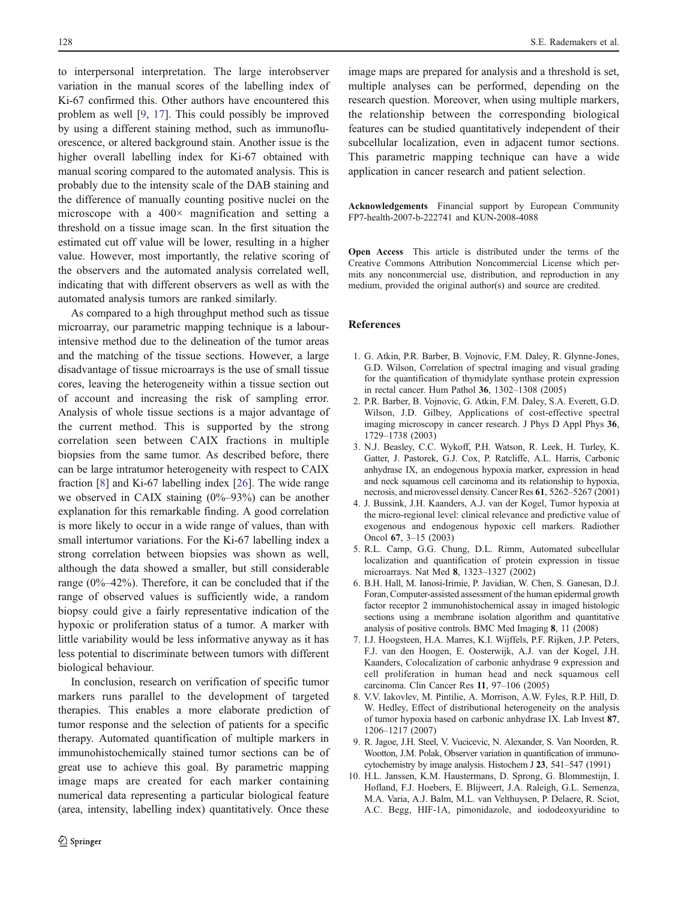to interpersonal interpretation. The large interobserver variation in the manual scores of the labelling index of Ki-67 confirmed this. Other authors have encountered this problem as well [9, 17]. This could possibly be improved by using a different staining method, such as immunofluorescence, or altered background stain. Another issue is the higher overall labelling index for Ki-67 obtained with manual scoring compared to the automated analysis. This is probably due to the intensity scale of the DAB staining and the difference of manually counting positive nuclei on the microscope with a 400× magnification and setting a threshold on a tissue image scan. In the first situation the estimated cut off value will be lower, resulting in a higher value. However, most importantly, the relative scoring of the observers and the automated analysis correlated well, indicating that with different observers as well as with the automated analysis tumors are ranked similarly.

As compared to a high throughput method such as tissue microarray, our parametric mapping technique is a labour-intensive method due to the delineation of the tumor areas and the matching of the tissue sections. However, a large disadvantage of tissue microarrays is the use of small tissue cores, leaving the heterogeneity within a tissue section out of account and increasing the risk of sampling error. Analysis of whole tissue sections is a major advantage of the current method. This is supported by the strong correlation seen between CAIX fractions in multiple biopsies from the same tumor. As described before, there can be large intratumor heterogeneity with respect to CAIX fraction [8] and Ki-67 labelling index [26]. The wide range we observed in CAIX staining (0%–93%) can be another explanation for this remarkable finding. A good correlation is more likely to occur in a wide range of values, than with small intertumor variations. For the Ki-67 labelling index a strong correlation between biopsies was shown as well, although the data showed a smaller, but still considerable range (0%–42%). Therefore, it can be concluded that if the range of observed values is sufficiently wide, a random biopsy could give a fairly representative indication of the hypoxic or proliferation status of a tumor. A marker with little variability would be less informative anyway as it has less potential to discriminate between tumors with different biological behaviour.

In conclusion, research on verification of specific tumor markers runs parallel to the development of targeted therapies. This enables a more elaborate prediction of tumor response and the selection of patients for a specific therapy. Automated quantification of multiple markers in immunohistochemically stained tumor sections can be of great use to achieve this goal. By parametric mapping image maps are created for each marker containing numerical data representing a particular biological feature (area, intensity, labelling index) quantitatively. Once these image maps are prepared for analysis and a threshold is set, multiple analyses can be performed, depending on the research question. Moreover, when using multiple markers, the relationship between the corresponding biological features can be studied quantitatively independent of their subcellular localization, even in adjacent tumor sections. This parametric mapping technique can have a wide application in cancer research and patient selection.

**Acknowledgements** Financial support by European Community FP7-health-2007-b-222741 and KUN-2008-4088

**Open Access** This article is distributed under the terms of the Creative Commons Attribution Noncommercial License which permits any noncommercial use, distribution, and reproduction in any medium, provided the original author(s) and source are credited.

## References

1. G. Atkin, P.R. Barber, B. Vojnovic, F.M. Daley, R. Glynne-Jones, G.D. Wilson, Correlation of spectral imaging and visual grading for the quantification of thymidylate synthase protein expression in rectal cancer. Hum Pathol **36**, 1302–1308 (2005)
2. P.R. Barber, B. Vojnovic, G. Atkin, F.M. Daley, S.A. Everett, G.D. Wilson, J.D. Gilbey, Applications of cost-effective spectral imaging microscopy in cancer research. J Phys D Appl Phys **36**, 1729–1738 (2003)
3. N.J. Beasley, C.C. Wykoff, P.H. Watson, R. Leek, H. Turley, K. Gatter, J. Pastorek, G.J. Cox, P. Ratcliffe, A.L. Harris, Carbonic anhydrase IX, an endogenous hypoxia marker, expression in head and neck squamous cell carcinoma and its relationship to hypoxia, necrosis, and microvessel density. Cancer Res **61**, 5262–5267 (2001)
4. J. Bussink, J.H. Kaanders, A.J. van der Kogel, Tumor hypoxia at the micro-regional level: clinical relevance and predictive value of exogenous and endogenous hypoxic cell markers. Radiother Oncol **67**, 3–15 (2003)
5. R.L. Camp, G.G. Chung, D.L. Rimm, Automated subcellular localization and quantification of protein expression in tissue microarrays. Nat Med **8**, 1323–1327 (2002)
6. B.H. Hall, M. Ianosi-Irimie, P. Javidian, W. Chen, S. Ganesan, D.J. Foran, Computer-assisted assessment of the human epidermal growth factor receptor 2 immunohistochemical assay in imaged histologic sections using a membrane isolation algorithm and quantitative analysis of positive controls. BMC Med Imaging **8**, 11 (2008)
7. I.J. Hoogsteen, H.A. Marres, K.I. Wijffels, P.F. Rijken, J.P. Peters, F.J. van den Hoogen, E. Oosterwijk, A.J. van der Kogel, J.H. Kaanders, Colocalization of carbonic anhydrase 9 expression and cell proliferation in human head and neck squamous cell carcinoma. Clin Cancer Res **11**, 97–106 (2005)
8. V.V. Iakovlev, M. Pintilie, A. Morrison, A.W. Fyles, R.P. Hill, D. W. Hedley, Effect of distributional heterogeneity on the analysis of tumor hypoxia based on carbonic anhydrase IX. Lab Invest **87**, 1206–1217 (2007)
9. R. Jagoe, J.H. Steel, V. Vucicevic, N. Alexander, S. Van Noorden, R. Wootton, J.M. Polak, Observer variation in quantification of immunocytochemistry by image analysis. Histochem J **23**, 541–547 (1991)
10. H.L. Janssen, K.M. Haustermans, D. Sprong, G. Blommestijn, I. Hofland, F.J. Hoebers, E. Blijweert, J.A. Raleigh, G.L. Semenza, M.A. Varia, A.J. Balm, M.L. van Velthuysen, P. Delaere, R. Sciot, A.C. Begg, HIF-1A, pimonidazole, and iododeoxyuridine to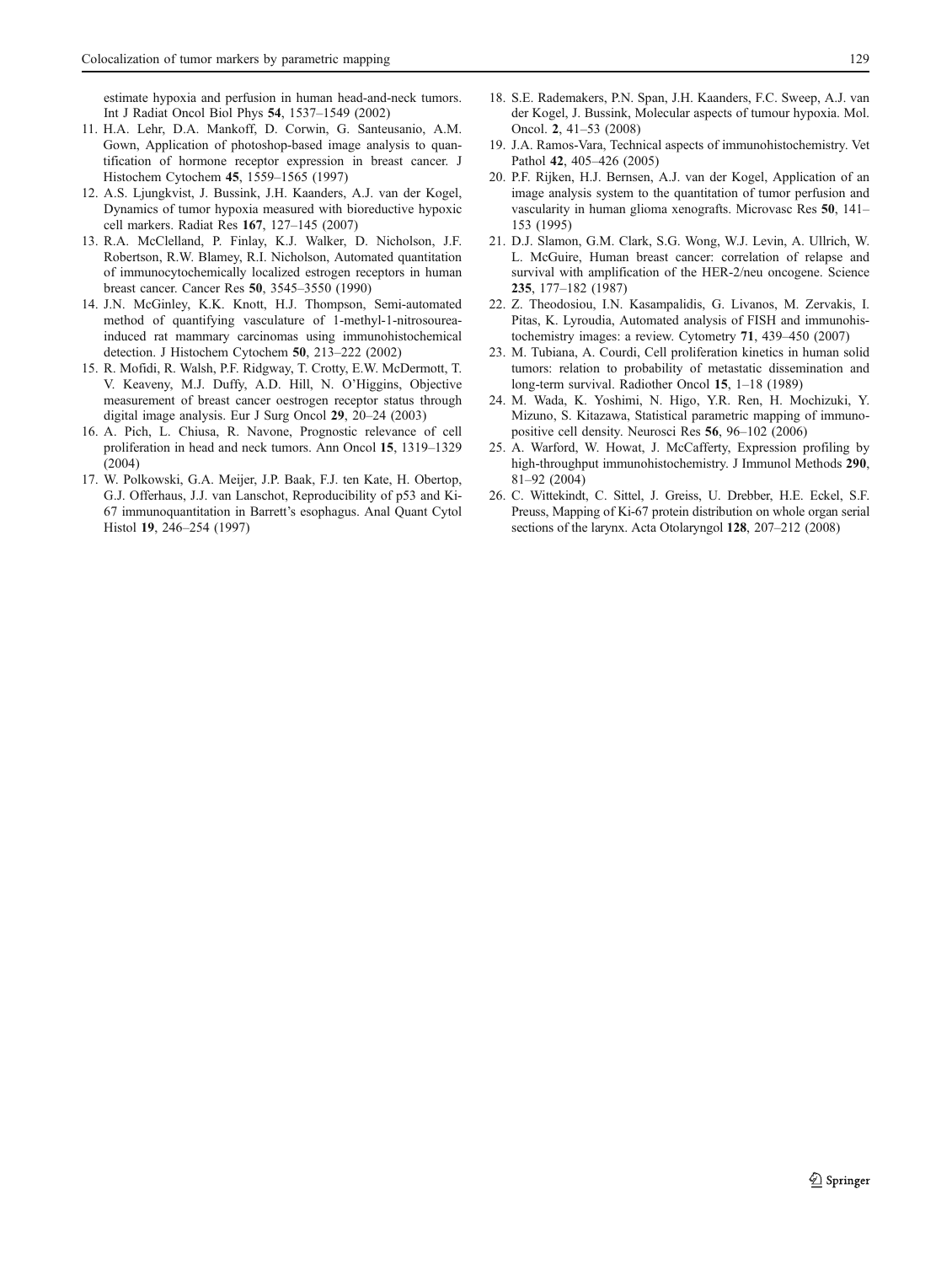estimate hypoxia and perfusion in human head-and-neck tumors. Int J Radiat Oncol Biol Phys **54**, 1537–1549 (2002)

11. H.A. Lehr, D.A. Mankoff, D. Corwin, G. Santeusanio, A.M. Gown, Application of photoshop-based image analysis to quantification of hormone receptor expression in breast cancer. J Histochem Cytochem **45**, 1559–1565 (1997)
12. A.S. Ljungkvist, J. Bussink, J.H. Kaanders, A.J. van der Kogel, Dynamics of tumor hypoxia measured with bioreductive hypoxic cell markers. Radiat Res **167**, 127–145 (2007)
13. R.A. McClelland, P. Finlay, K.J. Walker, D. Nicholson, J.F. Robertson, R.W. Blamey, R.I. Nicholson, Automated quantitation of immunocytochemically localized estrogen receptors in human breast cancer. Cancer Res **50**, 3545–3550 (1990)
14. J.N. McGinley, K.K. Knott, H.J. Thompson, Semi-automated method of quantifying vasculature of 1-methyl-1-nitrosourea-induced rat mammary carcinomas using immunohistochemical detection. J Histochem Cytochem **50**, 213–222 (2002)
15. R. Mofidi, R. Walsh, P.F. Ridgway, T. Crotty, E.W. McDermott, T. V. Keaveny, M.J. Duffy, A.D. Hill, N. O'Higgins, Objective measurement of breast cancer oestrogen receptor status through digital image analysis. Eur J Surg Oncol **29**, 20–24 (2003)
16. A. Pich, L. Chiusa, R. Navone, Prognostic relevance of cell proliferation in head and neck tumors. Ann Oncol **15**, 1319–1329 (2004)
17. W. Polkowski, G.A. Meijer, J.P. Baak, F.J. ten Kate, H. Obertop, G.J. Offerhaus, J.J. van Lanschot, Reproducibility of p53 and Ki-67 immunoquantitation in Barrett's esophagus. Anal Quant Cytol Histol **19**, 246–254 (1997)
18. S.E. Rademakers, P.N. Span, J.H. Kaanders, F.C. Sweep, A.J. van der Kogel, J. Bussink, Molecular aspects of tumour hypoxia. Mol. Oncol. **2**, 41–53 (2008)
19. J.A. Ramos-Vara, Technical aspects of immunohistochemistry. Vet Pathol **42**, 405–426 (2005)
20. P.F. Rijken, H.J. Bernsen, A.J. van der Kogel, Application of an image analysis system to the quantitation of tumor perfusion and vascularity in human glioma xenografts. Microvasc Res **50**, 141–153 (1995)
21. D.J. Slamon, G.M. Clark, S.G. Wong, W.J. Levin, A. Ullrich, W. L. McGuire, Human breast cancer: correlation of relapse and survival with amplification of the HER-2/neu oncogene. Science **235**, 177–182 (1987)
22. Z. Theodosiou, I.N. Kasampalidis, G. Livanos, M. Zervakis, I. Pitas, K. Lyroudia, Automated analysis of FISH and immunohistochemistry images: a review. Cytometry **71**, 439–450 (2007)
23. M. Tubiana, A. Courdi, Cell proliferation kinetics in human solid tumors: relation to probability of metastatic dissemination and long-term survival. Radiother Oncol **15**, 1–18 (1989)
24. M. Wada, K. Yoshimi, N. Higo, Y.R. Ren, H. Mochizuki, Y. Mizuno, S. Kitazawa, Statistical parametric mapping of immunopositive cell density. Neurosci Res **56**, 96–102 (2006)
25. A. Warford, W. Howat, J. McCafferty, Expression profiling by high-throughput immunohistochemistry. J Immunol Methods **290**, 81–92 (2004)
26. C. Wittekindt, C. Sittel, J. Greiss, U. Drebber, H.E. Eckel, S.F. Preuss, Mapping of Ki-67 protein distribution on whole organ serial sections of the larynx. Acta Otolaryngol **128**, 207–212 (2008)